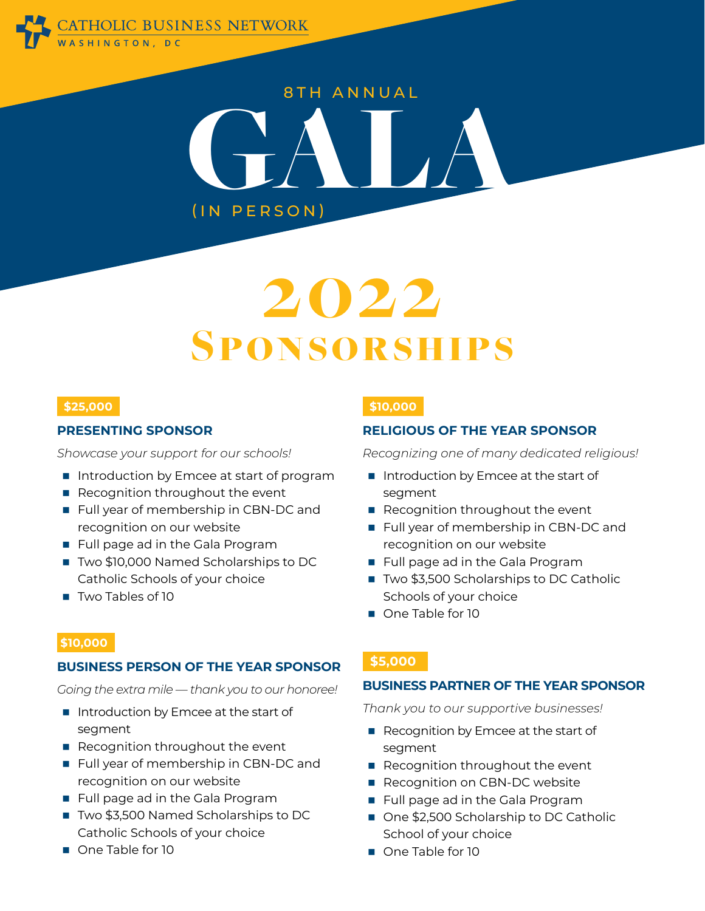CATHOLIC BUSINESS NETWORK
WASHINGTON, DC

8TH ANNUAL

# GALA

(IN PERSON)

# 2022 Sponsorships

**$25,000**

### PRESENTING SPONSOR

*Showcase your support for our schools!*

- Introduction by Emcee at start of program
- Recognition throughout the event
- Full year of membership in CBN-DC and recognition on our website
- Full page ad in the Gala Program
- Two $10,000 Named Scholarships to DC Catholic Schools of your choice
- Two Tables of 10

**$10,000**

### BUSINESS PERSON OF THE YEAR SPONSOR

*Going the extra mile — thank you to our honoree!*

- Introduction by Emcee at the start of segment
- Recognition throughout the event
- Full year of membership in CBN-DC and recognition on our website
- Full page ad in the Gala Program
- Two $3,500 Named Scholarships to DC Catholic Schools of your choice
- One Table for 10

**$10,000**

### RELIGIOUS OF THE YEAR SPONSOR

*Recognizing one of many dedicated religious!*

- Introduction by Emcee at the start of segment
- Recognition throughout the event
- Full year of membership in CBN-DC and recognition on our website
- Full page ad in the Gala Program
- Two $3,500 Scholarships to DC Catholic Schools of your choice
- One Table for 10

**$5,000**

### BUSINESS PARTNER OF THE YEAR SPONSOR

*Thank you to our supportive businesses!*

- Recognition by Emcee at the start of segment
- Recognition throughout the event
- Recognition on CBN-DC website
- Full page ad in the Gala Program
- One $2,500 Scholarship to DC Catholic School of your choice
- One Table for 10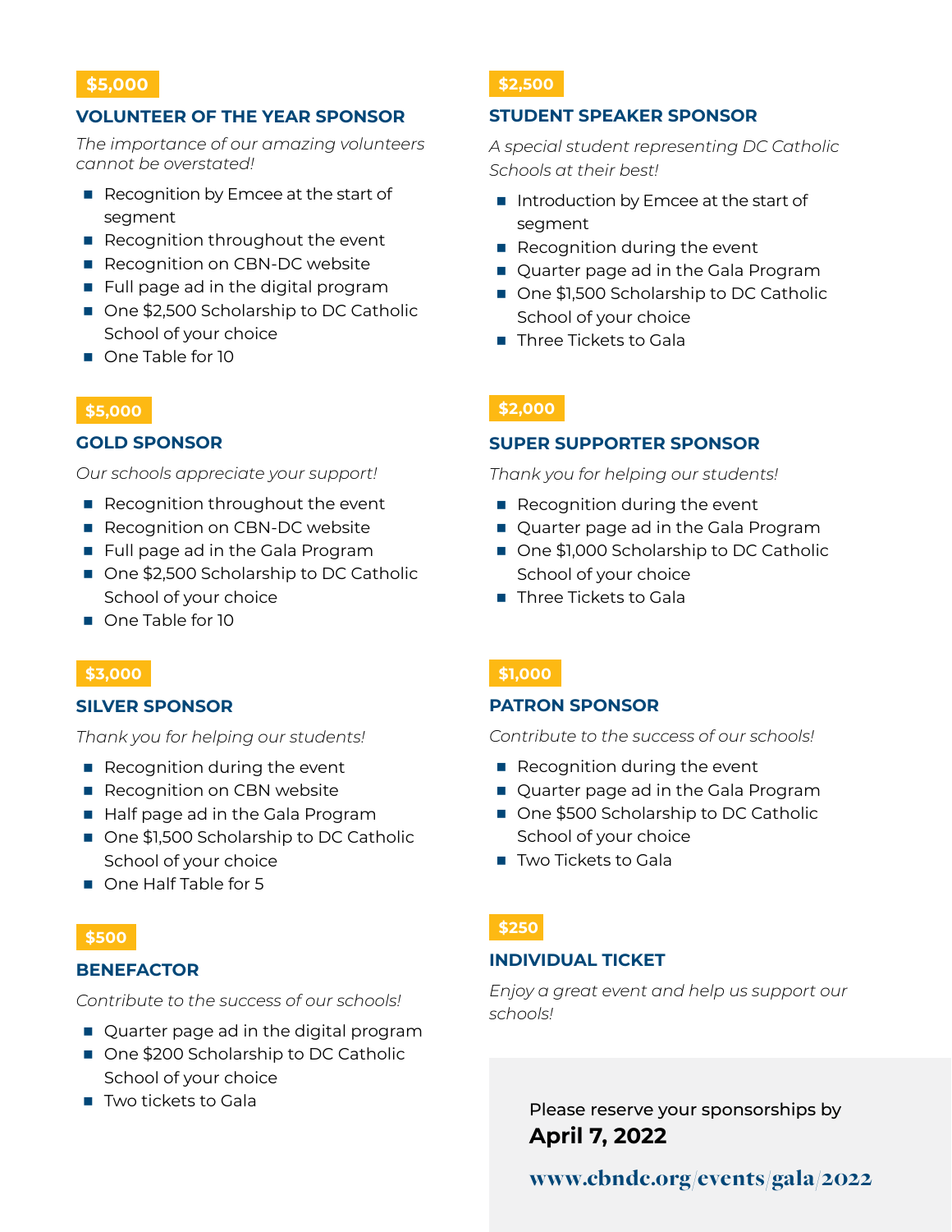**$5,000**

### VOLUNTEER OF THE YEAR SPONSOR

*The importance of our amazing volunteers cannot be overstated!*

- Recognition by Emcee at the start of segment
- Recognition throughout the event
- Recognition on CBN-DC website
- Full page ad in the digital program
- One $2,500 Scholarship to DC Catholic School of your choice
- One Table for 10

**$5,000**

### GOLD SPONSOR

*Our schools appreciate your support!*

- Recognition throughout the event
- Recognition on CBN-DC website
- Full page ad in the Gala Program
- One $2,500 Scholarship to DC Catholic School of your choice
- One Table for 10

**$3,000**

### SILVER SPONSOR

*Thank you for helping our students!*

- Recognition during the event
- Recognition on CBN website
- Half page ad in the Gala Program
- One $1,500 Scholarship to DC Catholic School of your choice
- One Half Table for 5

**$500**

### BENEFACTOR

*Contribute to the success of our schools!*

- Quarter page ad in the digital program
- One $200 Scholarship to DC Catholic School of your choice
- Two tickets to Gala

**$2,500**

### STUDENT SPEAKER SPONSOR

*A special student representing DC Catholic Schools at their best!*

- Introduction by Emcee at the start of segment
- Recognition during the event
- Quarter page ad in the Gala Program
- One $1,500 Scholarship to DC Catholic School of your choice
- Three Tickets to Gala

**$2,000**

### SUPER SUPPORTER SPONSOR

*Thank you for helping our students!*

- Recognition during the event
- Quarter page ad in the Gala Program
- One $1,000 Scholarship to DC Catholic School of your choice
- Three Tickets to Gala

**$1,000**

### PATRON SPONSOR

*Contribute to the success of our schools!*

- Recognition during the event
- Quarter page ad in the Gala Program
- One $500 Scholarship to DC Catholic School of your choice
- Two Tickets to Gala

**$250**

### INDIVIDUAL TICKET

*Enjoy a great event and help us support our schools!*

Please reserve your sponsorships by
**April 7, 2022**

**www.cbndc.org/events/gala/2022**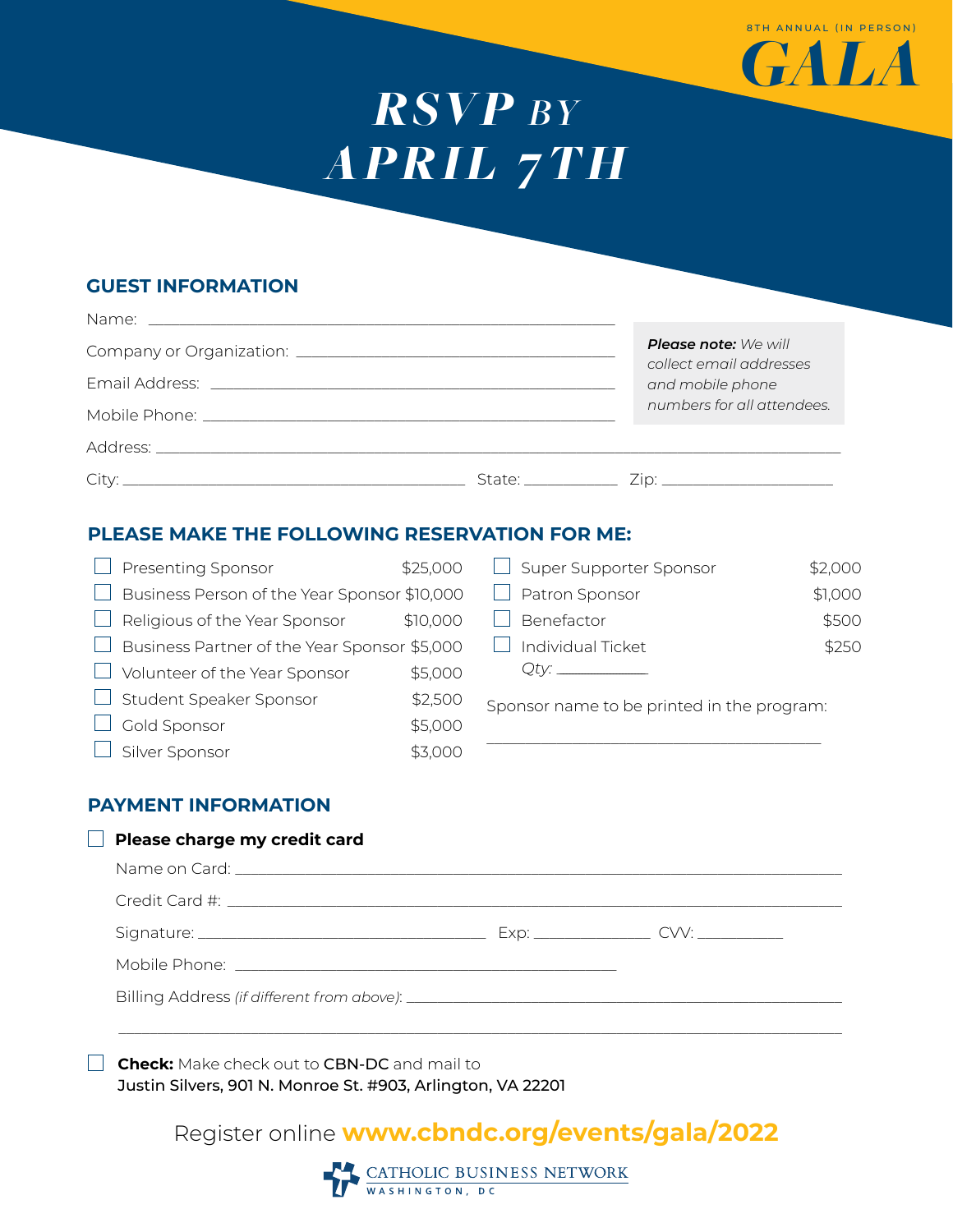8TH ANNUAL (IN PERSON)

# GALA

# RSVP BY APRIL 7TH

## GUEST INFORMATION

Name: ____________________

Company or Organization: ____________________

Email Address: ____________________

Mobile Phone: ____________________

***Please note:*** *We will collect email addresses and mobile phone numbers for all attendees.*

Address: ____________________

City: ____________________ State: __________ Zip: __________

## PLEASE MAKE THE FOLLOWING RESERVATION FOR ME:

- ☐ Presenting Sponsor $25,000
- ☐ Business Person of the Year Sponsor $10,000
- ☐ Religious of the Year Sponsor $10,000
- ☐ Business Partner of the Year Sponsor $5,000
- ☐ Volunteer of the Year Sponsor $5,000
- ☐ Student Speaker Sponsor $2,500
- ☐ Gold Sponsor $5,000
- ☐ Silver Sponsor $3,000
- ☐ Super Supporter Sponsor $2,000
- ☐ Patron Sponsor $1,000
- ☐ Benefactor $500
- ☐ Individual Ticket $250
  *Qty:* __________

Sponsor name to be printed in the program:

____________________

## PAYMENT INFORMATION

☐ **Please charge my credit card**

Name on Card: ____________________

Credit Card #: ____________________

Signature: ____________________ Exp: __________ CVV: __________

Mobile Phone: ____________________

Billing Address *(if different from above)*: ____________________

____________________

☐ **Check:** Make check out to CBN-DC and mail to Justin Silvers, 901 N. Monroe St. #903, Arlington, VA 22201

Register online **www.cbndc.org/events/gala/2022**

CATHOLIC BUSINESS NETWORK
WASHINGTON, DC